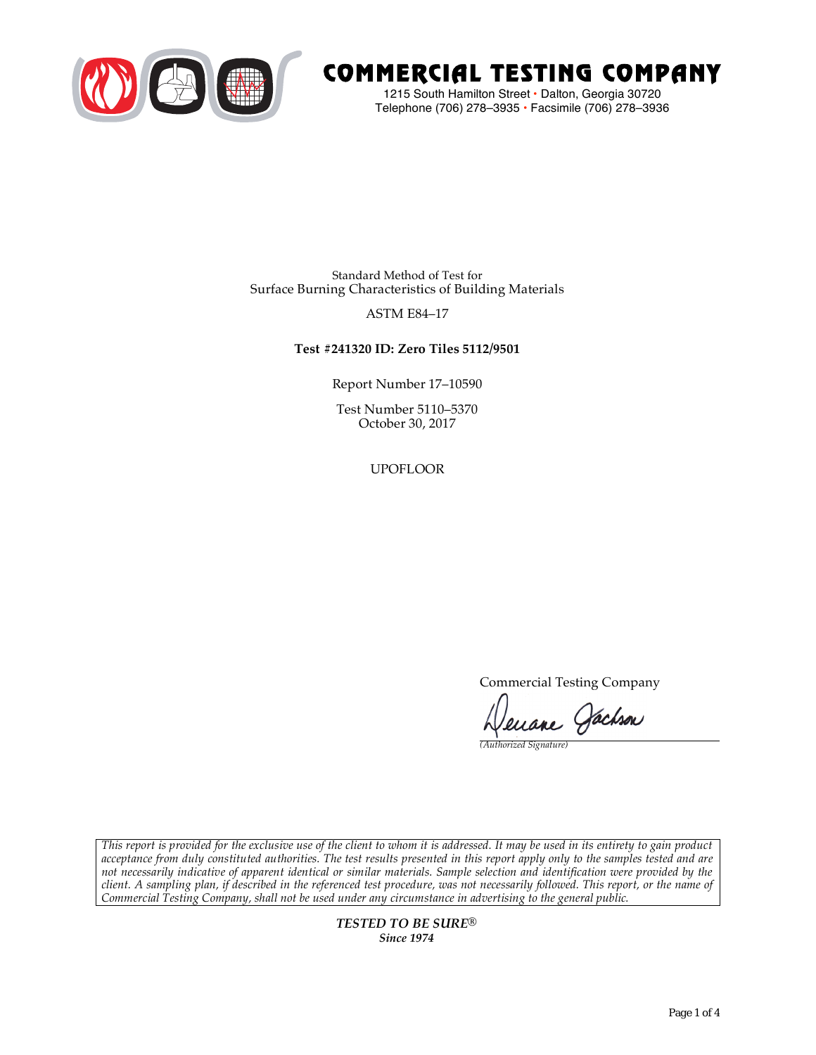# COMMERCIAL TESTING COMPANY

1215 South Hamilton Street • Dalton, Georgia 30720
Telephone (706) 278–3935 • Facsimile (706) 278–3936

Standard Method of Test for
Surface Burning Characteristics of Building Materials

ASTM E84–17

**Test #241320 ID: Zero Tiles 5112/9501**

Report Number 17–10590

Test Number 5110–5370
October 30, 2017

UPOFLOOR

Commercial Testing Company

Deuane Jackson

*(Authorized Signature)*

*This report is provided for the exclusive use of the client to whom it is addressed. It may be used in its entirety to gain product acceptance from duly constituted authorities. The test results presented in this report apply only to the samples tested and are not necessarily indicative of apparent identical or similar materials. Sample selection and identification were provided by the client. A sampling plan, if described in the referenced test procedure, was not necessarily followed. This report, or the name of Commercial Testing Company, shall not be used under any circumstance in advertising to the general public.*

***TESTED TO BE SURE®***
***Since 1974***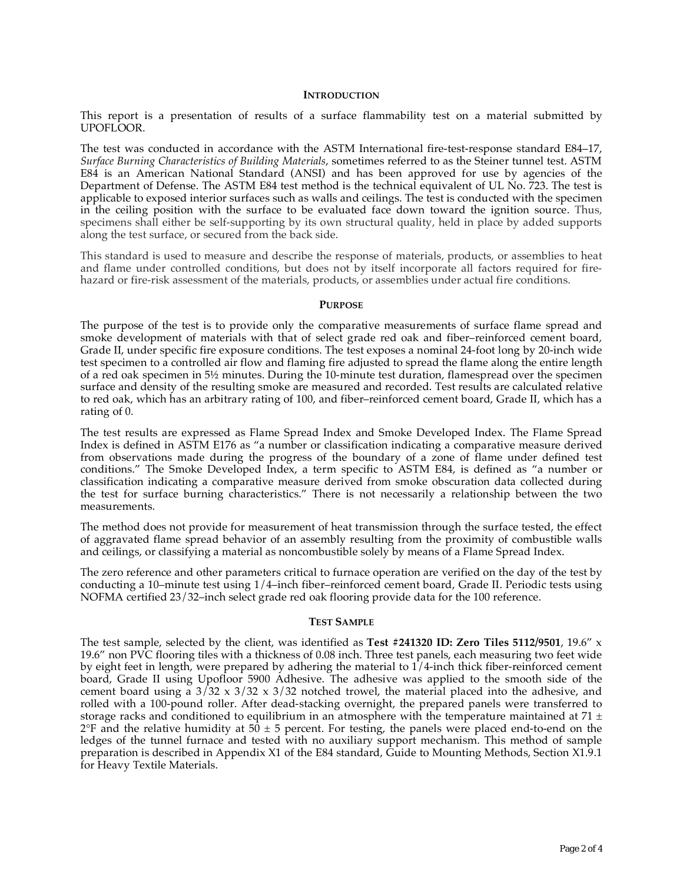## INTRODUCTION

This report is a presentation of results of a surface flammability test on a material submitted by UPOFLOOR.

The test was conducted in accordance with the ASTM International fire-test-response standard E84–17, *Surface Burning Characteristics of Building Materials*, sometimes referred to as the Steiner tunnel test. ASTM E84 is an American National Standard (ANSI) and has been approved for use by agencies of the Department of Defense. The ASTM E84 test method is the technical equivalent of UL No. 723. The test is applicable to exposed interior surfaces such as walls and ceilings. The test is conducted with the specimen in the ceiling position with the surface to be evaluated face down toward the ignition source. Thus, specimens shall either be self-supporting by its own structural quality, held in place by added supports along the test surface, or secured from the back side.

This standard is used to measure and describe the response of materials, products, or assemblies to heat and flame under controlled conditions, but does not by itself incorporate all factors required for fire-hazard or fire-risk assessment of the materials, products, or assemblies under actual fire conditions.

## PURPOSE

The purpose of the test is to provide only the comparative measurements of surface flame spread and smoke development of materials with that of select grade red oak and fiber–reinforced cement board, Grade II, under specific fire exposure conditions. The test exposes a nominal 24-foot long by 20-inch wide test specimen to a controlled air flow and flaming fire adjusted to spread the flame along the entire length of a red oak specimen in 5½ minutes. During the 10-minute test duration, flamespread over the specimen surface and density of the resulting smoke are measured and recorded. Test results are calculated relative to red oak, which has an arbitrary rating of 100, and fiber–reinforced cement board, Grade II, which has a rating of 0.

The test results are expressed as Flame Spread Index and Smoke Developed Index. The Flame Spread Index is defined in ASTM E176 as "a number or classification indicating a comparative measure derived from observations made during the progress of the boundary of a zone of flame under defined test conditions." The Smoke Developed Index, a term specific to ASTM E84, is defined as "a number or classification indicating a comparative measure derived from smoke obscuration data collected during the test for surface burning characteristics." There is not necessarily a relationship between the two measurements.

The method does not provide for measurement of heat transmission through the surface tested, the effect of aggravated flame spread behavior of an assembly resulting from the proximity of combustible walls and ceilings, or classifying a material as noncombustible solely by means of a Flame Spread Index.

The zero reference and other parameters critical to furnace operation are verified on the day of the test by conducting a 10–minute test using 1/4–inch fiber–reinforced cement board, Grade II. Periodic tests using NOFMA certified 23/32–inch select grade red oak flooring provide data for the 100 reference.

## TEST SAMPLE

The test sample, selected by the client, was identified as **Test #241320 ID: Zero Tiles 5112/9501**, 19.6" x 19.6" non PVC flooring tiles with a thickness of 0.08 inch. Three test panels, each measuring two feet wide by eight feet in length, were prepared by adhering the material to 1/4-inch thick fiber-reinforced cement board, Grade II using Upofloor 5900 Adhesive. The adhesive was applied to the smooth side of the cement board using a 3/32 x 3/32 x 3/32 notched trowel, the material placed into the adhesive, and rolled with a 100-pound roller. After dead-stacking overnight, the prepared panels were transferred to storage racks and conditioned to equilibrium in an atmosphere with the temperature maintained at 71 ± 2°F and the relative humidity at 50 ± 5 percent. For testing, the panels were placed end-to-end on the ledges of the tunnel furnace and tested with no auxiliary support mechanism. This method of sample preparation is described in Appendix X1 of the E84 standard, Guide to Mounting Methods, Section X1.9.1 for Heavy Textile Materials.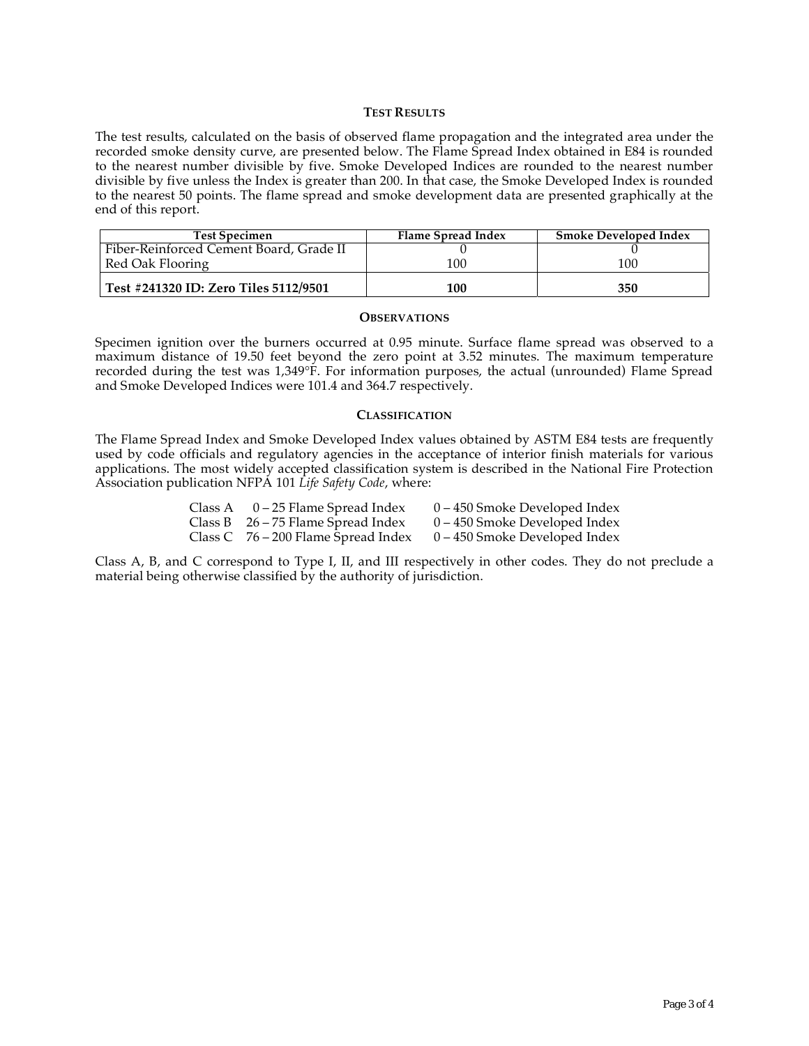## Test Results

The test results, calculated on the basis of observed flame propagation and the integrated area under the recorded smoke density curve, are presented below. The Flame Spread Index obtained in E84 is rounded to the nearest number divisible by five. Smoke Developed Indices are rounded to the nearest number divisible by five unless the Index is greater than 200. In that case, the Smoke Developed Index is rounded to the nearest 50 points. The flame spread and smoke development data are presented graphically at the end of this report.

| Test Specimen | Flame Spread Index | Smoke Developed Index |
|---|---|---|
| Fiber-Reinforced Cement Board, Grade II | 0 | 0 |
| Red Oak Flooring | 100 | 100 |
| **Test #241320 ID: Zero Tiles 5112/9501** | **100** | **350** |

## Observations

Specimen ignition over the burners occurred at 0.95 minute. Surface flame spread was observed to a maximum distance of 19.50 feet beyond the zero point at 3.52 minutes. The maximum temperature recorded during the test was 1,349°F. For information purposes, the actual (unrounded) Flame Spread and Smoke Developed Indices were 101.4 and 364.7 respectively.

## Classification

The Flame Spread Index and Smoke Developed Index values obtained by ASTM E84 tests are frequently used by code officials and regulatory agencies in the acceptance of interior finish materials for various applications. The most widely accepted classification system is described in the National Fire Protection Association publication NFPA 101 *Life Safety Code*, where:

| | | |
|---|---|---|
| Class A | 0 – 25 Flame Spread Index | 0 – 450 Smoke Developed Index |
| Class B | 26 – 75 Flame Spread Index | 0 – 450 Smoke Developed Index |
| Class C | 76 – 200 Flame Spread Index | 0 – 450 Smoke Developed Index |

Class A, B, and C correspond to Type I, II, and III respectively in other codes. They do not preclude a material being otherwise classified by the authority of jurisdiction.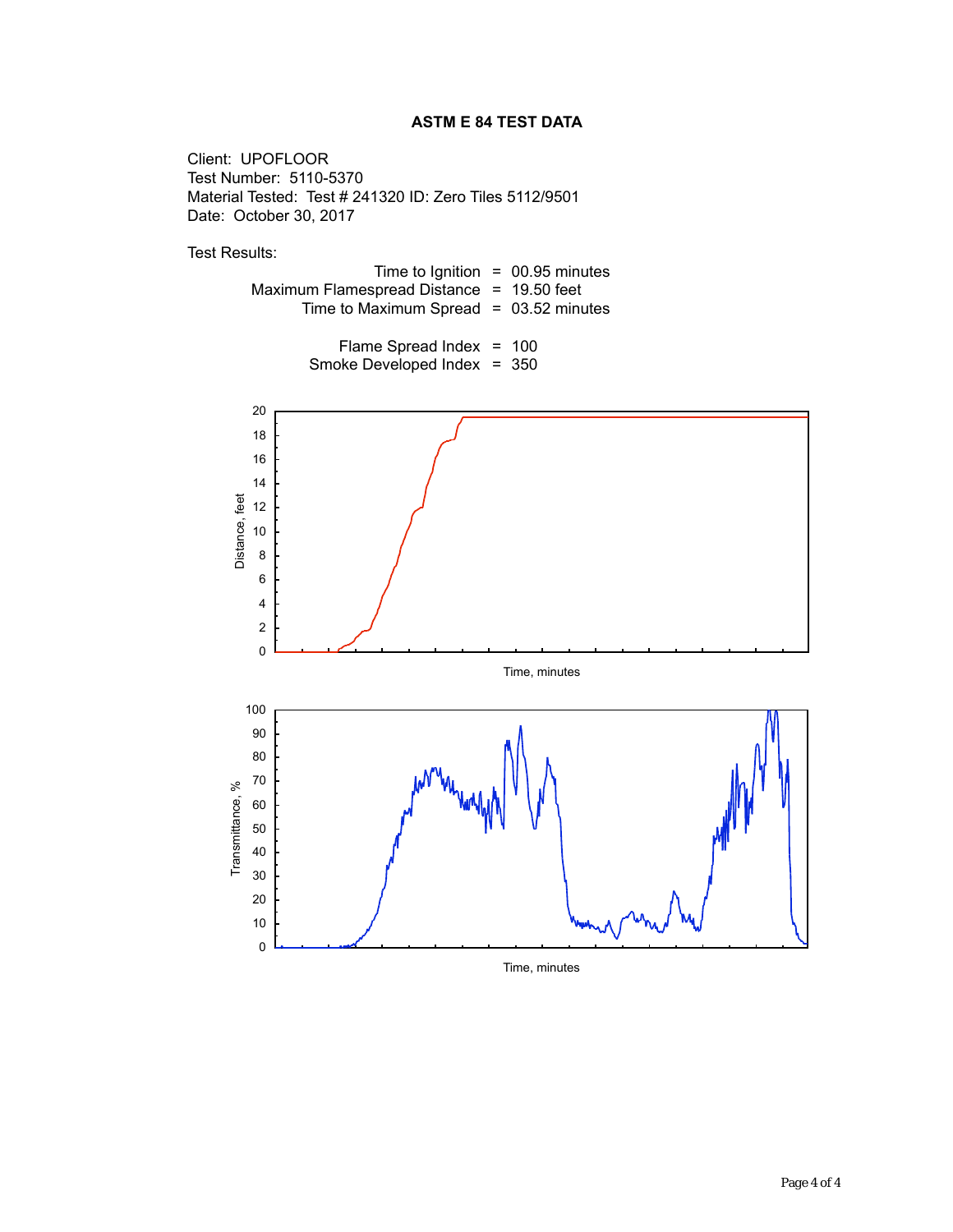# ASTM E 84 TEST DATA

Client: UPOFLOOR
Test Number: 5110-5370
Material Tested: Test # 241320 ID: Zero Tiles 5112/9501
Date: October 30, 2017

Test Results:

Time to Ignition = 00.95 minutes
Maximum Flamespread Distance = 19.50 feet
Time to Maximum Spread = 03.52 minutes

Flame Spread Index = 100
Smoke Developed Index = 350

Distance, feet

20
18
16
14
12
10
8
6
4
2
0

Time, minutes

Transmittance, %

100
90
80
70
60
50
40
30
20
10
0

Time, minutes